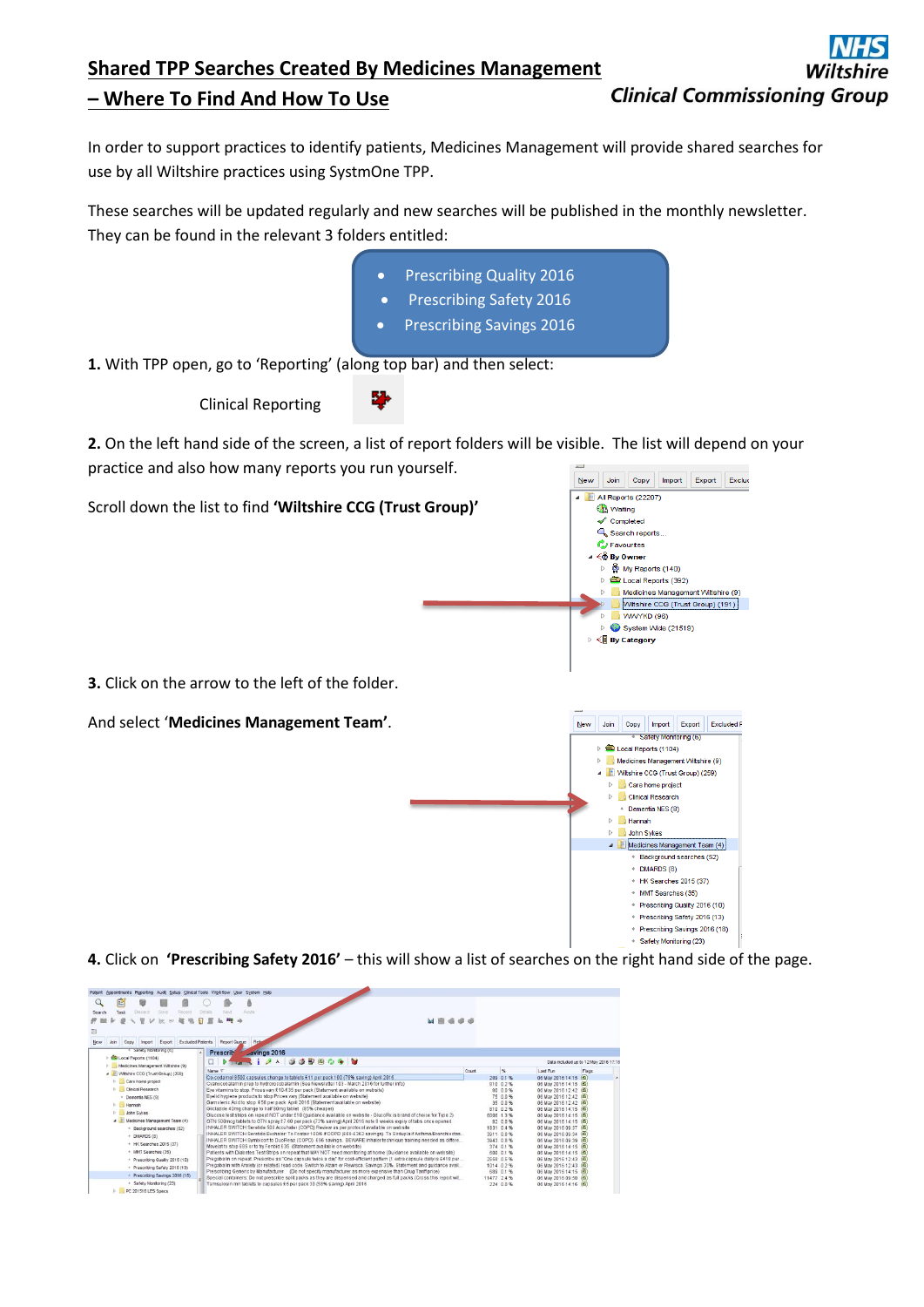# Shared TPP Searches Created By Medicines Management – Where To Find And How To Use

NHS Wiltshire
Clinical Commissioning Group

In order to support practices to identify patients, Medicines Management will provide shared searches for use by all Wiltshire practices using SystmOne TPP.

These searches will be updated regularly and new searches will be published in the monthly newsletter. They can be found in the relevant 3 folders entitled:

- Prescribing Quality 2016
- Prescribing Safety 2016
- Prescribing Savings 2016

**1.** With TPP open, go to 'Reporting' (along top bar) and then select:

Clinical Reporting

**2.** On the left hand side of the screen, a list of report folders will be visible. The list will depend on your practice and also how many reports you run yourself.

Scroll down the list to find **'Wiltshire CCG (Trust Group)'**

**3.** Click on the arrow to the left of the folder.

And select '**Medicines Management Team**'.

**4.** Click on **'Prescribing Safety 2016'** – this will show a list of searches on the right hand side of the page.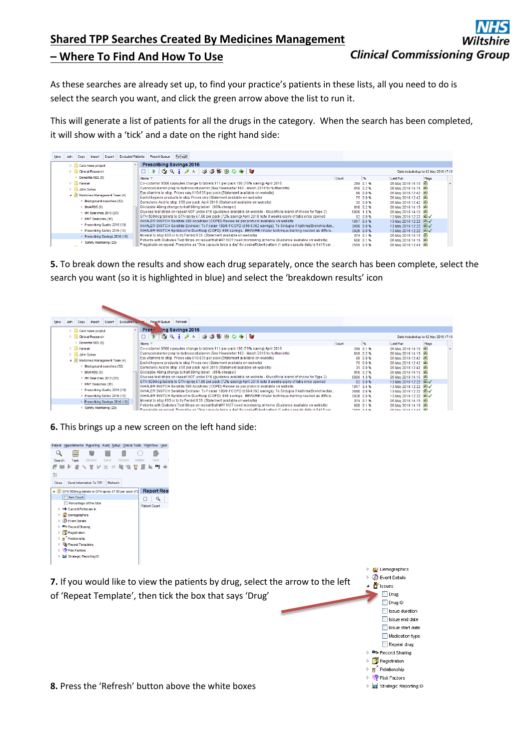# Shared TPP Searches Created By Medicines Management – Where To Find And How To Use

NHS Wiltshire Clinical Commissioning Group

As these searches are already set up, to find your practice's patients in these lists, all you need to do is select the search you want, and click the green arrow above the list to run it.

This will generate a list of patients for all the drugs in the category. When the search has been completed, it will show with a 'tick' and a date on the right hand side:

**5.** To break down the results and show each drug separately, once the search has been complete, select the search you want (so it is highlighted in blue) and select the 'breakdown results' icon

**6.** This brings up a new screen on the left hand side:

**7.** If you would like to view the patients by drug, select the arrow to the left of 'Repeat Template', then tick the box that says 'Drug'

**8.** Press the 'Refresh' button above the white boxes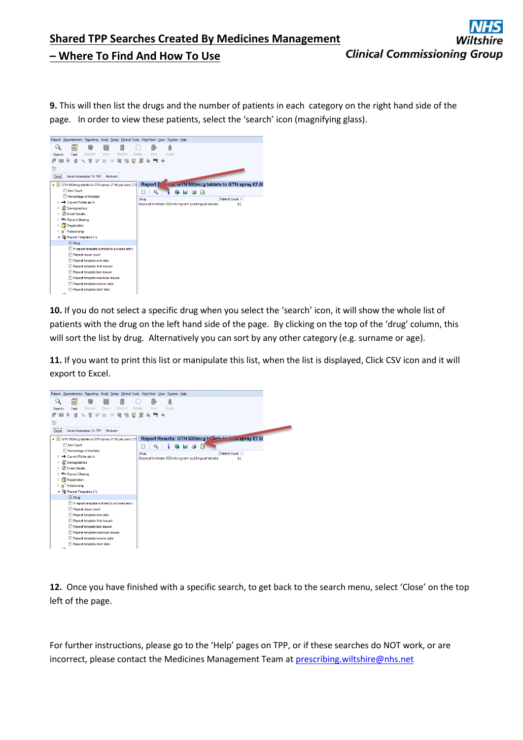**9.** This will then list the drugs and the number of patients in each category on the right hand side of the page. In order to view these patients, select the 'search' icon (magnifying glass).

**10.** If you do not select a specific drug when you select the 'search' icon, it will show the whole list of patients with the drug on the left hand side of the page. By clicking on the top of the 'drug' column, this will sort the list by drug. Alternatively you can sort by any other category (e.g. surname or age).

**11.** If you want to print this list or manipulate this list, when the list is displayed, Click CSV icon and it will export to Excel.

**12.** Once you have finished with a specific search, to get back to the search menu, select 'Close' on the top left of the page.

For further instructions, please go to the 'Help' pages on TPP, or if these searches do NOT work, or are incorrect, please contact the Medicines Management Team at prescribing.wiltshire@nhs.net